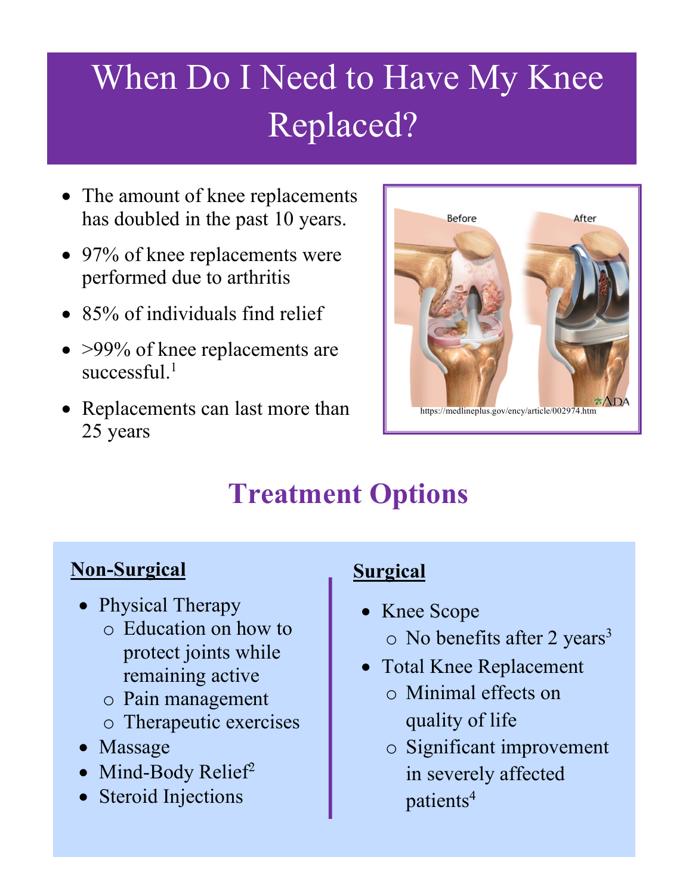# When Do I Need to Have My Knee Replaced?

- The amount of knee replacements has doubled in the past 10 years.
- 97% of knee replacements were performed due to arthritis
- 85% of individuals find relief
- >99% of knee replacements are successful.[1]
- Replacements can last more than 25 years

https://medlineplus.gov/ency/article/002974.htm

## Treatment Options

**Non-Surgical**

- Physical Therapy
  - Education on how to protect joints while remaining active
  - Pain management
  - Therapeutic exercises
- Massage
- Mind-Body Relief[2]
- Steroid Injections

**Surgical**

- Knee Scope
  - No benefits after 2 years[3]
- Total Knee Replacement
  - Minimal effects on quality of life
  - Significant improvement in severely affected patients[4]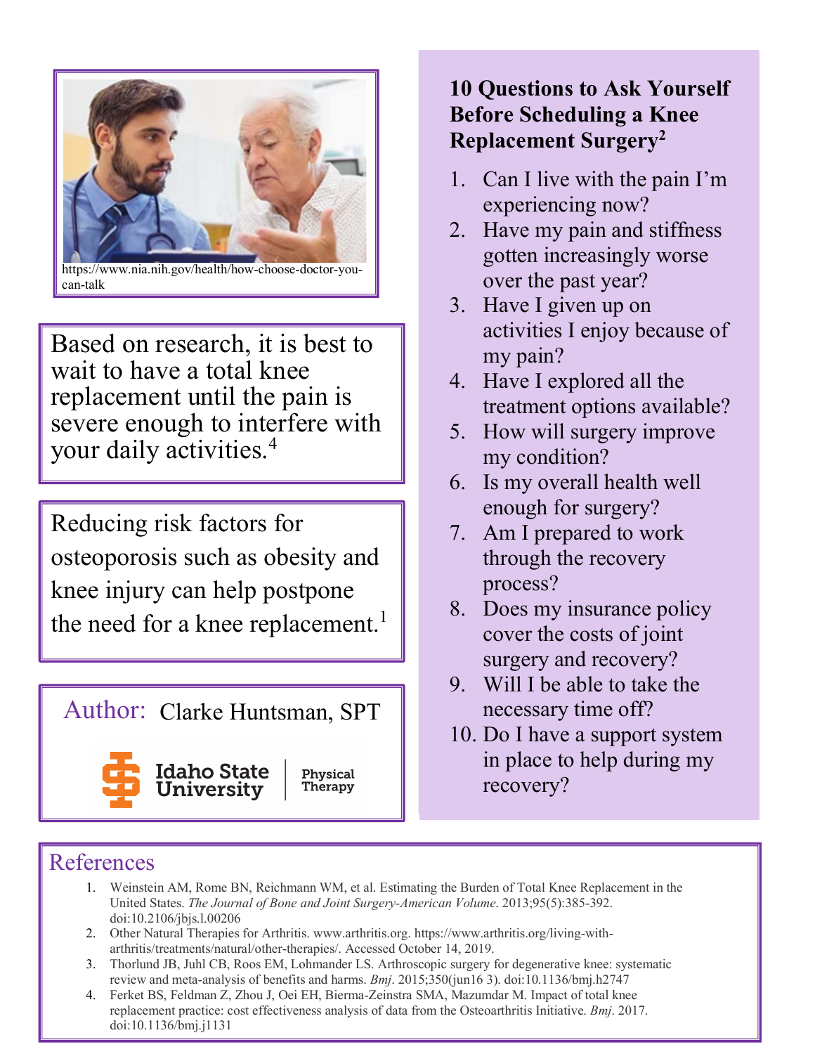https://www.nia.nih.gov/health/how-choose-doctor-you-can-talk

Based on research, it is best to wait to have a total knee replacement until the pain is severe enough to interfere with your daily activities.[4]

Reducing risk factors for osteoporosis such as obesity and knee injury can help postpone the need for a knee replacement.[1]

Author: Clarke Huntsman, SPT

Idaho State University | Physical Therapy

## 10 Questions to Ask Yourself Before Scheduling a Knee Replacement Surgery[2]

1. Can I live with the pain I'm experiencing now?
2. Have my pain and stiffness gotten increasingly worse over the past year?
3. Have I given up on activities I enjoy because of my pain?
4. Have I explored all the treatment options available?
5. How will surgery improve my condition?
6. Is my overall health well enough for surgery?
7. Am I prepared to work through the recovery process?
8. Does my insurance policy cover the costs of joint surgery and recovery?
9. Will I be able to take the necessary time off?
10. Do I have a support system in place to help during my recovery?

## References

1. Weinstein AM, Rome BN, Reichmann WM, et al. Estimating the Burden of Total Knee Replacement in the United States. *The Journal of Bone and Joint Surgery-American Volume*. 2013;95(5):385-392. doi:10.2106/jbjs.l.00206
2. Other Natural Therapies for Arthritis. www.arthritis.org. https://www.arthritis.org/living-with-arthritis/treatments/natural/other-therapies/. Accessed October 14, 2019.
3. Thorlund JB, Juhl CB, Roos EM, Lohmander LS. Arthroscopic surgery for degenerative knee: systematic review and meta-analysis of benefits and harms. *Bmj*. 2015;350(jun16 3). doi:10.1136/bmj.h2747
4. Ferket BS, Feldman Z, Zhou J, Oei EH, Bierma-Zeinstra SMA, Mazumdar M. Impact of total knee replacement practice: cost effectiveness analysis of data from the Osteoarthritis Initiative. *Bmj*. 2017. doi:10.1136/bmj.j1131